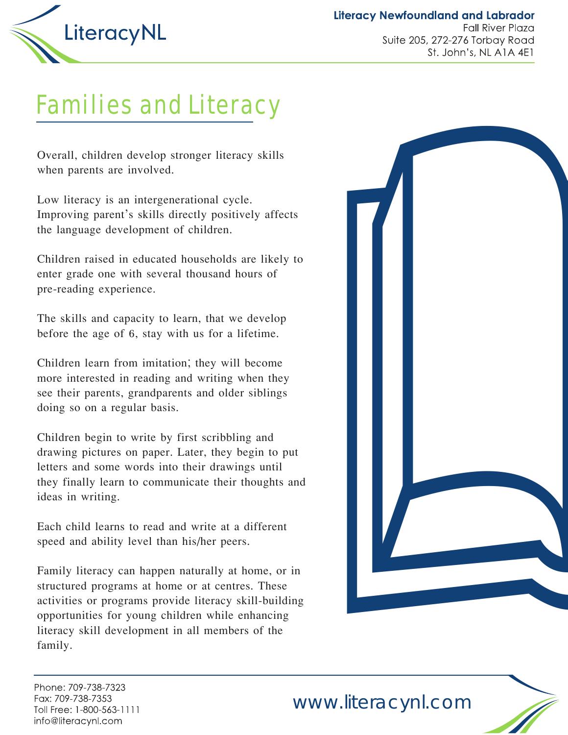LiteracyNL

**Literacy Newfoundland and Labrador**
Fall River Plaza
Suite 205, 272-276 Torbay Road
St. John's, NL A1A 4E1

# Families and Literacy

Overall, children develop stronger literacy skills when parents are involved.

Low literacy is an intergenerational cycle. Improving parent's skills directly positively affects the language development of children.

Children raised in educated households are likely to enter grade one with several thousand hours of pre-reading experience.

The skills and capacity to learn, that we develop before the age of 6, stay with us for a lifetime.

Children learn from imitation; they will become more interested in reading and writing when they see their parents, grandparents and older siblings doing so on a regular basis.

Children begin to write by first scribbling and drawing pictures on paper. Later, they begin to put letters and some words into their drawings until they finally learn to communicate their thoughts and ideas in writing.

Each child learns to read and write at a different speed and ability level than his/her peers.

Family literacy can happen naturally at home, or in structured programs at home or at centres. These activities or programs provide literacy skill-building opportunities for young children while enhancing literacy skill development in all members of the family.

Phone: 709-738-7323
Fax: 709-738-7353
Toll Free: 1-800-563-1111
info@literacynl.com

www.literacynl.com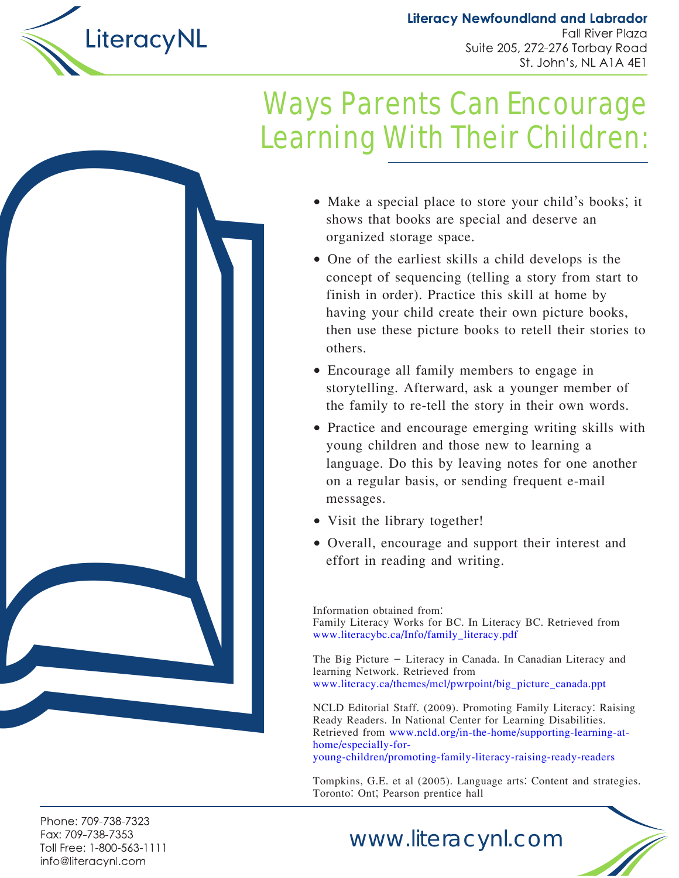**Literacy Newfoundland and Labrador**
Fall River Plaza
Suite 205, 272-276 Torbay Road
St. John's, NL A1A 4E1

# Ways Parents Can Encourage Learning With Their Children:

- Make a special place to store your child's books; it shows that books are special and deserve an organized storage space.
- One of the earliest skills a child develops is the concept of sequencing (telling a story from start to finish in order). Practice this skill at home by having your child create their own picture books, then use these picture books to retell their stories to others.
- Encourage all family members to engage in storytelling. Afterward, ask a younger member of the family to re-tell the story in their own words.
- Practice and encourage emerging writing skills with young children and those new to learning a language. Do this by leaving notes for one another on a regular basis, or sending frequent e-mail messages.
- Visit the library together!
- Overall, encourage and support their interest and effort in reading and writing.

Information obtained from:
Family Literacy Works for BC. In Literacy BC. Retrieved from www.literacybc.ca/Info/family_literacy.pdf

The Big Picture – Literacy in Canada. In Canadian Literacy and learning Network. Retrieved from www.literacy.ca/themes/mcl/pwrpoint/big_picture_canada.ppt

NCLD Editorial Staff. (2009). Promoting Family Literacy: Raising Ready Readers. In National Center for Learning Disabilities. Retrieved from www.ncld.org/in-the-home/supporting-learning-at-home/especially-for-young-children/promoting-family-literacy-raising-ready-readers

Tompkins, G.E. et al (2005). Language arts: Content and strategies. Toronto: Ont; Pearson prentice hall

Phone: 709-738-7323
Fax: 709-738-7353
Toll Free: 1-800-563-1111
info@literacynl.com

www.literacynl.com